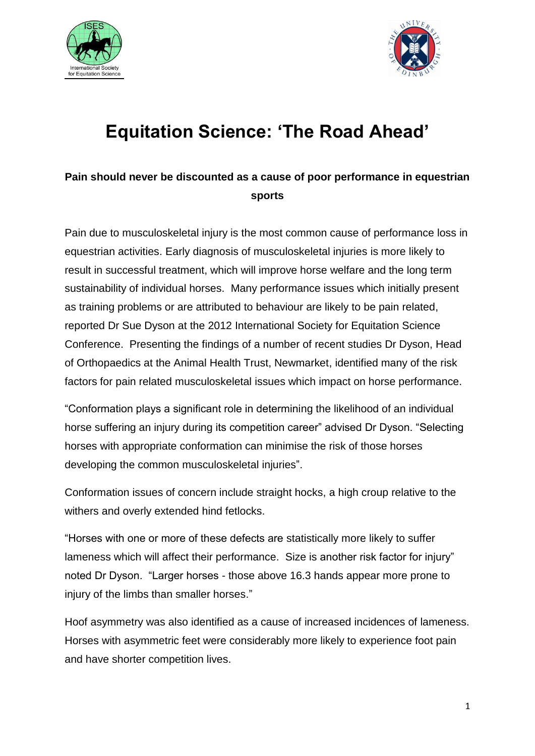# Equitation Science: 'The Road Ahead'

**Pain should never be discounted as a cause of poor performance in equestrian sports**

Pain due to musculoskeletal injury is the most common cause of performance loss in equestrian activities. Early diagnosis of musculoskeletal injuries is more likely to result in successful treatment, which will improve horse welfare and the long term sustainability of individual horses. Many performance issues which initially present as training problems or are attributed to behaviour are likely to be pain related, reported Dr Sue Dyson at the 2012 International Society for Equitation Science Conference. Presenting the findings of a number of recent studies Dr Dyson, Head of Orthopaedics at the Animal Health Trust, Newmarket, identified many of the risk factors for pain related musculoskeletal issues which impact on horse performance.

"Conformation plays a significant role in determining the likelihood of an individual horse suffering an injury during its competition career" advised Dr Dyson. "Selecting horses with appropriate conformation can minimise the risk of those horses developing the common musculoskeletal injuries".

Conformation issues of concern include straight hocks, a high croup relative to the withers and overly extended hind fetlocks.

"Horses with one or more of these defects are statistically more likely to suffer lameness which will affect their performance. Size is another risk factor for injury" noted Dr Dyson. "Larger horses - those above 16.3 hands appear more prone to injury of the limbs than smaller horses."

Hoof asymmetry was also identified as a cause of increased incidences of lameness. Horses with asymmetric feet were considerably more likely to experience foot pain and have shorter competition lives.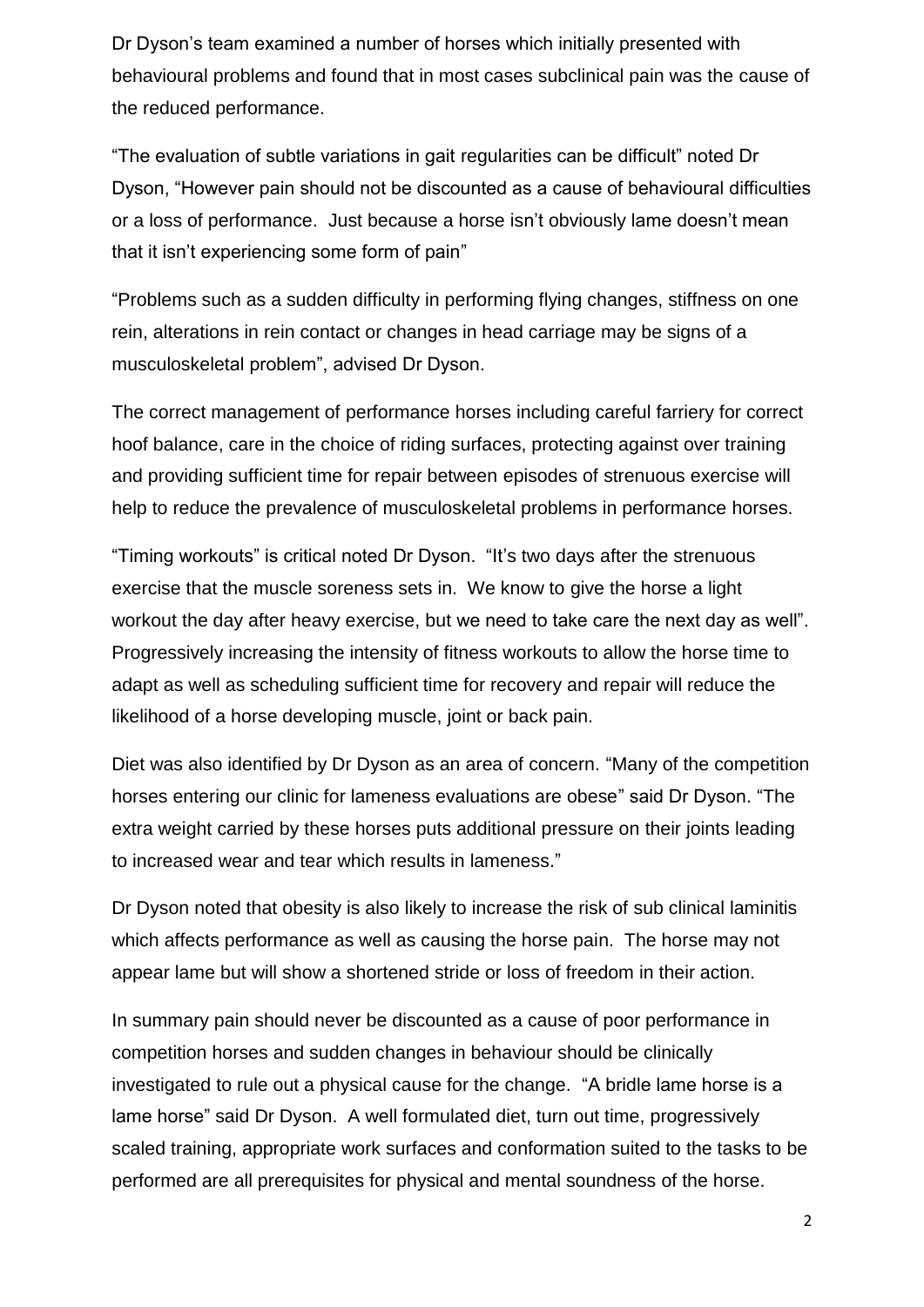Dr Dyson's team examined a number of horses which initially presented with behavioural problems and found that in most cases subclinical pain was the cause of the reduced performance.

"The evaluation of subtle variations in gait regularities can be difficult" noted Dr Dyson, "However pain should not be discounted as a cause of behavioural difficulties or a loss of performance. Just because a horse isn't obviously lame doesn't mean that it isn't experiencing some form of pain"

"Problems such as a sudden difficulty in performing flying changes, stiffness on one rein, alterations in rein contact or changes in head carriage may be signs of a musculoskeletal problem", advised Dr Dyson.

The correct management of performance horses including careful farriery for correct hoof balance, care in the choice of riding surfaces, protecting against over training and providing sufficient time for repair between episodes of strenuous exercise will help to reduce the prevalence of musculoskeletal problems in performance horses.

"Timing workouts" is critical noted Dr Dyson. "It's two days after the strenuous exercise that the muscle soreness sets in. We know to give the horse a light workout the day after heavy exercise, but we need to take care the next day as well". Progressively increasing the intensity of fitness workouts to allow the horse time to adapt as well as scheduling sufficient time for recovery and repair will reduce the likelihood of a horse developing muscle, joint or back pain.

Diet was also identified by Dr Dyson as an area of concern. "Many of the competition horses entering our clinic for lameness evaluations are obese" said Dr Dyson. "The extra weight carried by these horses puts additional pressure on their joints leading to increased wear and tear which results in lameness."

Dr Dyson noted that obesity is also likely to increase the risk of sub clinical laminitis which affects performance as well as causing the horse pain. The horse may not appear lame but will show a shortened stride or loss of freedom in their action.

In summary pain should never be discounted as a cause of poor performance in competition horses and sudden changes in behaviour should be clinically investigated to rule out a physical cause for the change. "A bridle lame horse is a lame horse" said Dr Dyson. A well formulated diet, turn out time, progressively scaled training, appropriate work surfaces and conformation suited to the tasks to be performed are all prerequisites for physical and mental soundness of the horse.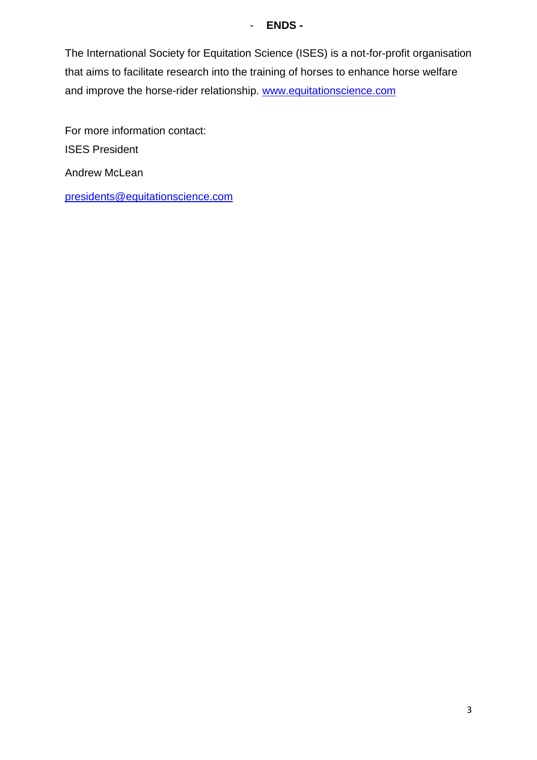\- **ENDS -**

The International Society for Equitation Science (ISES) is a not-for-profit organisation that aims to facilitate research into the training of horses to enhance horse welfare and improve the horse-rider relationship. www.equitationscience.com

For more information contact:

ISES President

Andrew McLean

presidents@equitationscience.com